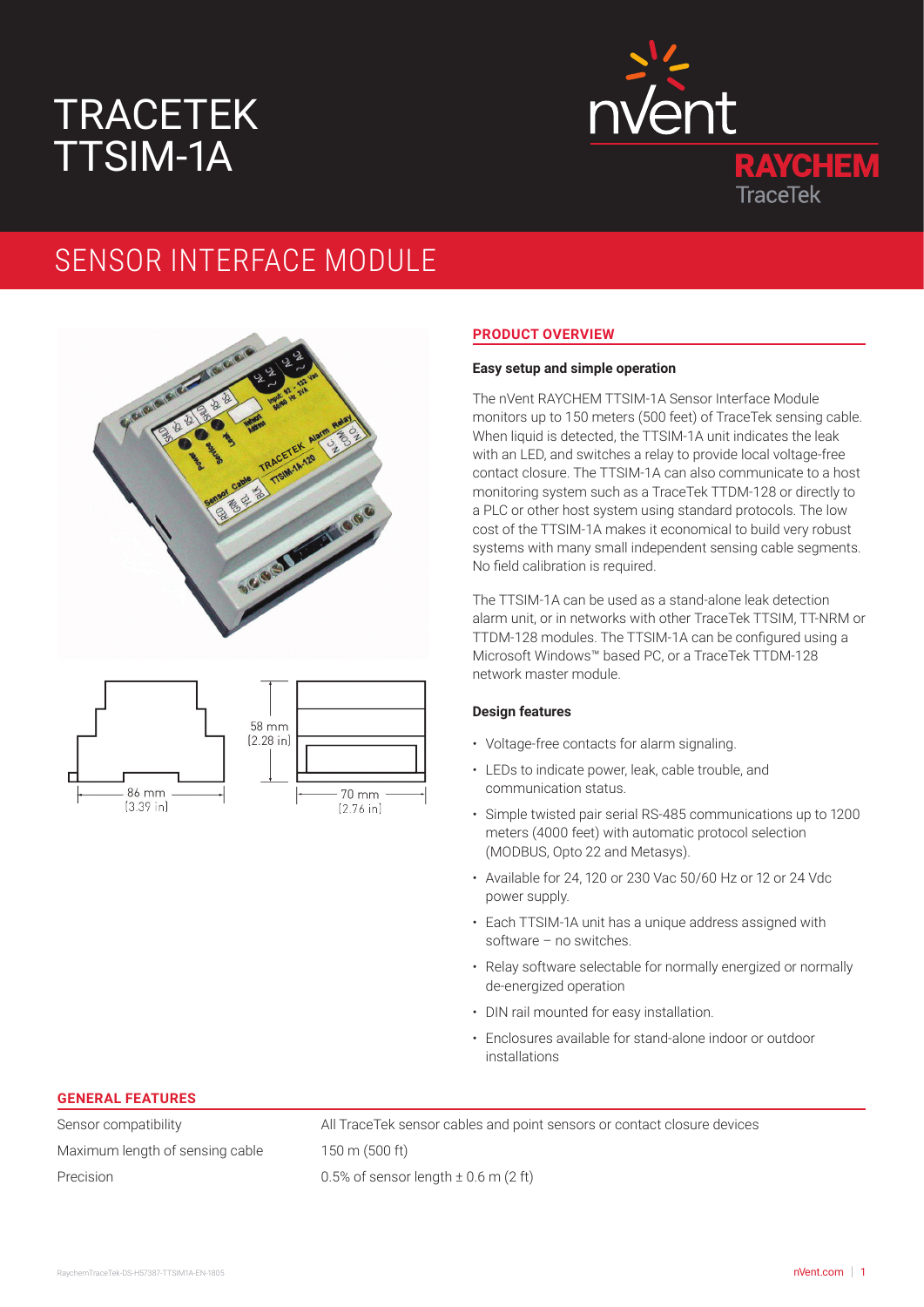# TRACETEK TTSIM-1A

nVent RAYCHEM TraceTek

## SENSOR INTERFACE MODULE

86 mm (3.39 in)

58 mm (2.28 in)

70 mm (2.76 in)

### PRODUCT OVERVIEW

**Easy setup and simple operation**

The nVent RAYCHEM TTSIM-1A Sensor Interface Module monitors up to 150 meters (500 feet) of TraceTek sensing cable. When liquid is detected, the TTSIM-1A unit indicates the leak with an LED, and switches a relay to provide local voltage-free contact closure. The TTSIM-1A can also communicate to a host monitoring system such as a TraceTek TTDM-128 or directly to a PLC or other host system using standard protocols. The low cost of the TTSIM-1A makes it economical to build very robust systems with many small independent sensing cable segments. No field calibration is required.

The TTSIM-1A can be used as a stand-alone leak detection alarm unit, or in networks with other TraceTek TTSIM, TT-NRM or TTDM-128 modules. The TTSIM-1A can be configured using a Microsoft Windows™ based PC, or a TraceTek TTDM-128 network master module.

**Design features**

- Voltage-free contacts for alarm signaling.
- LEDs to indicate power, leak, cable trouble, and communication status.
- Simple twisted pair serial RS-485 communications up to 1200 meters (4000 feet) with automatic protocol selection (MODBUS, Opto 22 and Metasys).
- Available for 24, 120 or 230 Vac 50/60 Hz or 12 or 24 Vdc power supply.
- Each TTSIM-1A unit has a unique address assigned with software – no switches.
- Relay software selectable for normally energized or normally de-energized operation
- DIN rail mounted for easy installation.
- Enclosures available for stand-alone indoor or outdoor installations

### GENERAL FEATURES

| | |
|---|---|
| Sensor compatibility | All TraceTek sensor cables and point sensors or contact closure devices |
| Maximum length of sensing cable | 150 m (500 ft) |
| Precision | 0.5% of sensor length ± 0.6 m (2 ft) |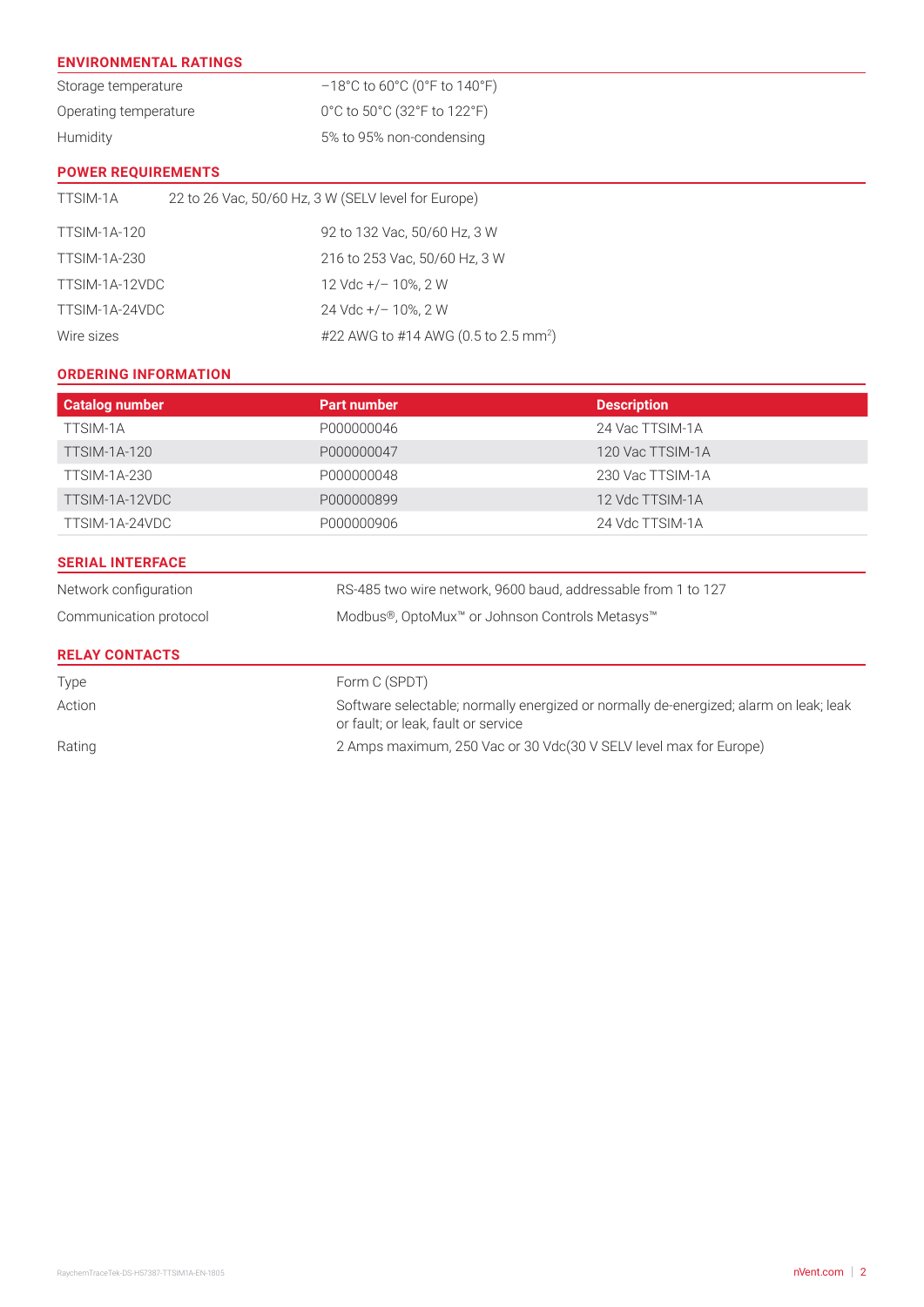## ENVIRONMENTAL RATINGS

| | |
|---|---|
| Storage temperature | –18°C to 60°C (0°F to 140°F) |
| Operating temperature | 0°C to 50°C (32°F to 122°F) |
| Humidity | 5% to 95% non-condensing |

## POWER REQUIREMENTS

| | |
|---|---|
| TTSIM-1A | 22 to 26 Vac, 50/60 Hz, 3 W (SELV level for Europe) |
| TTSIM-1A-120 | 92 to 132 Vac, 50/60 Hz, 3 W |
| TTSIM-1A-230 | 216 to 253 Vac, 50/60 Hz, 3 W |
| TTSIM-1A-12VDC | 12 Vdc +/– 10%, 2 W |
| TTSIM-1A-24VDC | 24 Vdc +/– 10%, 2 W |
| Wire sizes | #22 AWG to #14 AWG (0.5 to 2.5 $mm^2$) |

## ORDERING INFORMATION

| Catalog number | Part number | Description |
|---|---|---|
| TTSIM-1A | P000000046 | 24 Vac TTSIM-1A |
| TTSIM-1A-120 | P000000047 | 120 Vac TTSIM-1A |
| TTSIM-1A-230 | P000000048 | 230 Vac TTSIM-1A |
| TTSIM-1A-12VDC | P000000899 | 12 Vdc TTSIM-1A |
| TTSIM-1A-24VDC | P000000906 | 24 Vdc TTSIM-1A |

## SERIAL INTERFACE

| | |
|---|---|
| Network configuration | RS-485 two wire network, 9600 baud, addressable from 1 to 127 |
| Communication protocol | Modbus®, OptoMux™ or Johnson Controls Metasys™ |

## RELAY CONTACTS

| | |
|---|---|
| Type | Form C (SPDT) |
| Action | Software selectable; normally energized or normally de-energized; alarm on leak; leak or fault; or leak, fault or service |
| Rating | 2 Amps maximum, 250 Vac or 30 Vdc(30 V SELV level max for Europe) |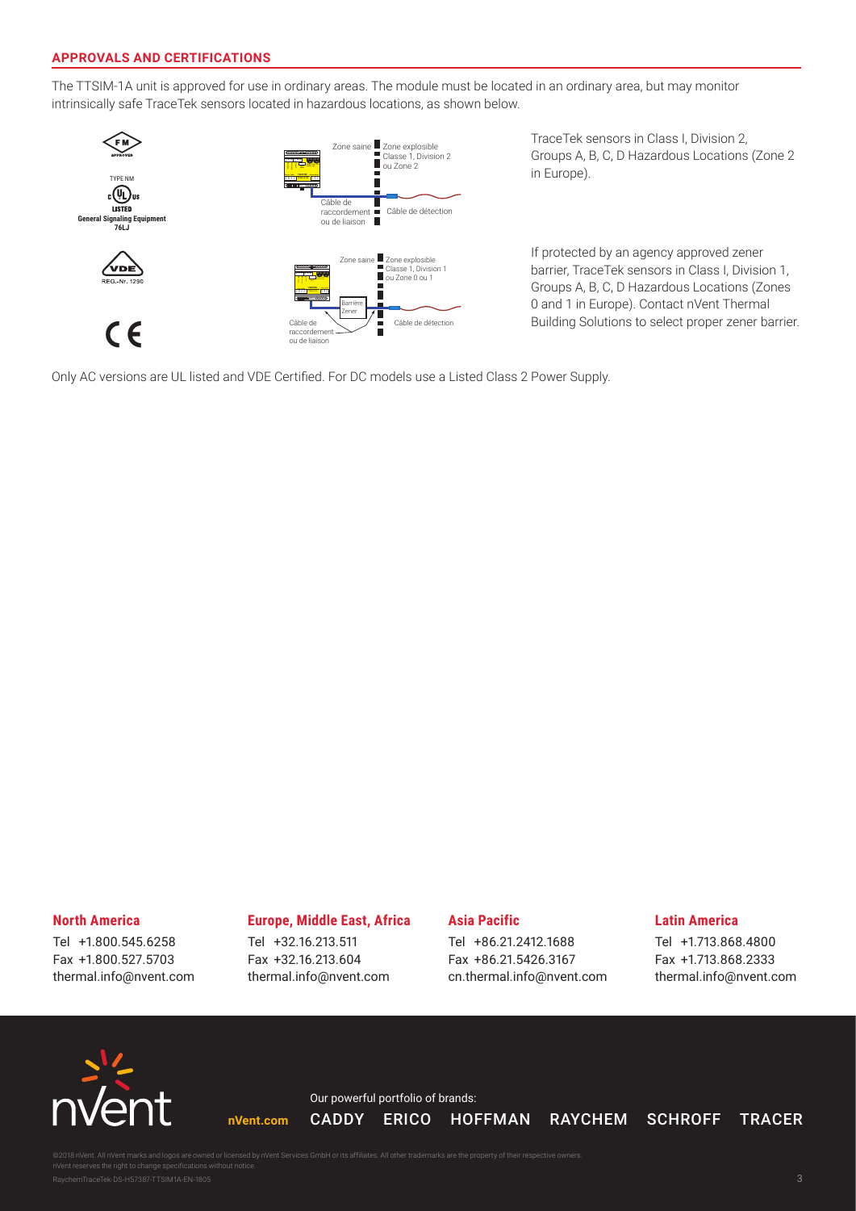## APPROVALS AND CERTIFICATIONS

The TTSIM-1A unit is approved for use in ordinary areas. The module must be located in an ordinary area, but may monitor intrinsically safe TraceTek sensors located in hazardous locations, as shown below.

FM APPROVED

TYPE NM

c UL us LISTED General Signaling Equipment 76LJ

VDE REG.-Nr. 1290

CE

Zone saine

Zone explosible Classe 1, Division 2 ou Zone 2

Câble de raccordement ou de liaison

Câble de détection

TraceTek sensors in Class I, Division 2, Groups A, B, C, D Hazardous Locations (Zone 2 in Europe).

Zone saine

Zone explosible Classe 1, Division 1 ou Zone 0 ou 1

Barrière Zener

Câble de raccordement ou de liaison

Câble de détection

If protected by an agency approved zener barrier, TraceTek sensors in Class I, Division 1, Groups A, B, C, D Hazardous Locations (Zones 0 and 1 in Europe). Contact nVent Thermal Building Solutions to select proper zener barrier.

Only AC versions are UL listed and VDE Certified. For DC models use a Listed Class 2 Power Supply.

**North America**
Tel +1.800.545.6258
Fax +1.800.527.5703
thermal.info@nvent.com

**Europe, Middle East, Africa**
Tel +32.16.213.511
Fax +32.16.213.604
thermal.info@nvent.com

**Asia Pacific**
Tel +86.21.2412.1688
Fax +86.21.5426.3167
cn.thermal.info@nvent.com

**Latin America**
Tel +1.713.868.4800
Fax +1.713.868.2333
thermal.info@nvent.com

nVent

Our powerful portfolio of brands:

**nVent.com** CADDY ERICO HOFFMAN RAYCHEM SCHROFF TRACER

©2018 nVent. All nVent marks and logos are owned or licensed by nVent Services GmbH or its affiliates. All other trademarks are the property of their respective owners.
nVent reserves the right to change specifications without notice.

RaychemTraceTek-DS-H57387-TTSIM1A-EN-1805